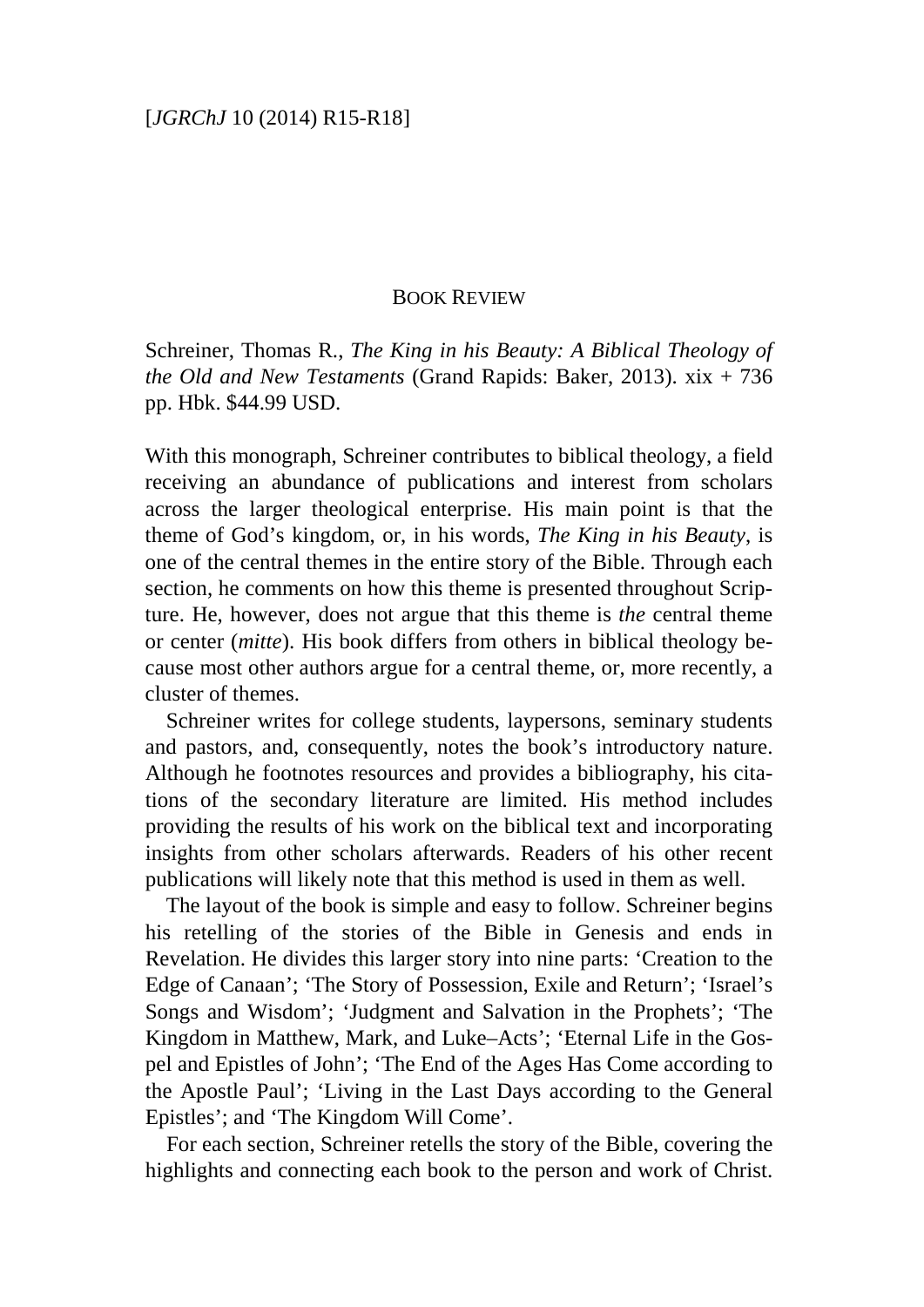BOOK REVIEW

Schreiner, Thomas R., *The King in his Beauty: A Biblical Theology of the Old and New Testaments* (Grand Rapids: Baker, 2013). xix + 736 pp. Hbk. $44.99 USD.

With this monograph, Schreiner contributes to biblical theology, a field receiving an abundance of publications and interest from scholars across the larger theological enterprise. His main point is that the theme of God's kingdom, or, in his words, *The King in his Beauty*, is one of the central themes in the entire story of the Bible. Through each section, he comments on how this theme is presented throughout Scripture. He, however, does not argue that this theme is *the* central theme or center (*mitte*). His book differs from others in biblical theology because most other authors argue for a central theme, or, more recently, a cluster of themes.

Schreiner writes for college students, laypersons, seminary students and pastors, and, consequently, notes the book's introductory nature. Although he footnotes resources and provides a bibliography, his citations of the secondary literature are limited. His method includes providing the results of his work on the biblical text and incorporating insights from other scholars afterwards. Readers of his other recent publications will likely note that this method is used in them as well.

The layout of the book is simple and easy to follow. Schreiner begins his retelling of the stories of the Bible in Genesis and ends in Revelation. He divides this larger story into nine parts: 'Creation to the Edge of Canaan'; 'The Story of Possession, Exile and Return'; 'Israel's Songs and Wisdom'; 'Judgment and Salvation in the Prophets'; 'The Kingdom in Matthew, Mark, and Luke–Acts'; 'Eternal Life in the Gospel and Epistles of John'; 'The End of the Ages Has Come according to the Apostle Paul'; 'Living in the Last Days according to the General Epistles'; and 'The Kingdom Will Come'.

For each section, Schreiner retells the story of the Bible, covering the highlights and connecting each book to the person and work of Christ.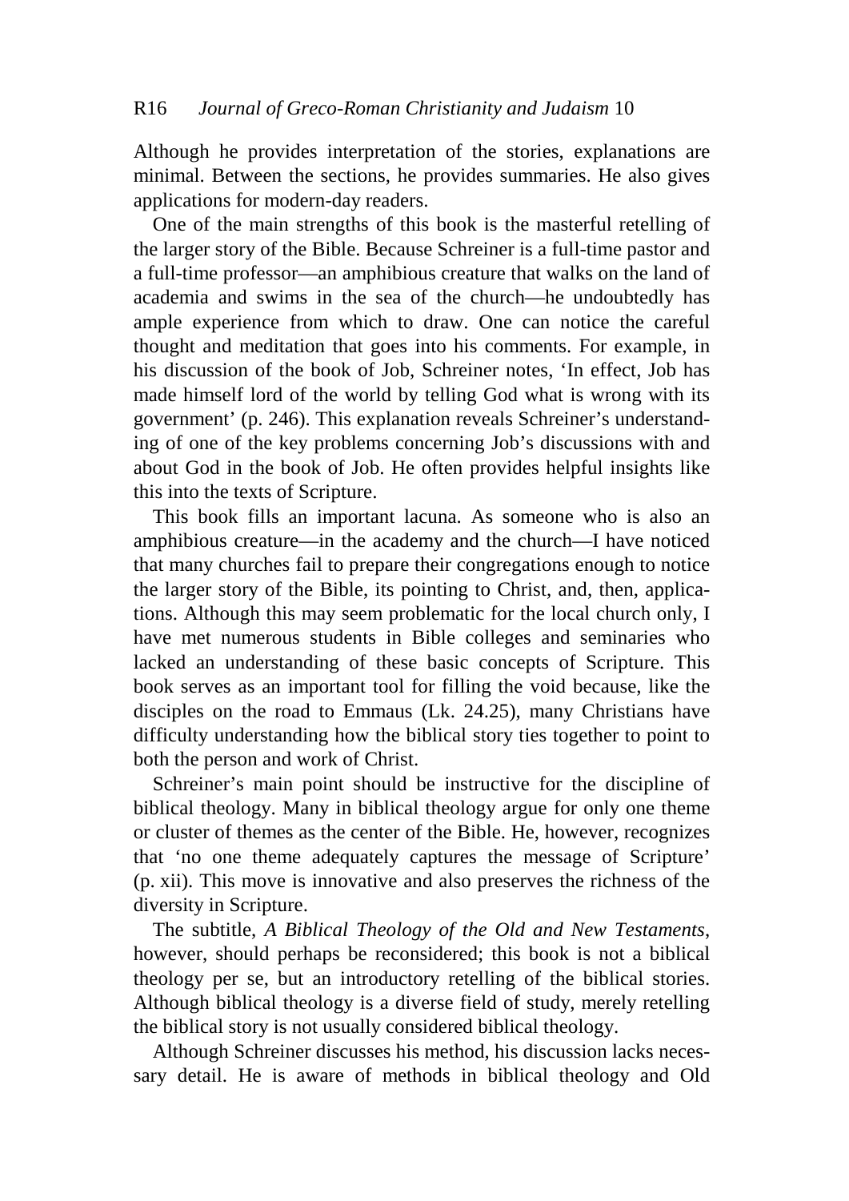Although he provides interpretation of the stories, explanations are minimal. Between the sections, he provides summaries. He also gives applications for modern-day readers.

One of the main strengths of this book is the masterful retelling of the larger story of the Bible. Because Schreiner is a full-time pastor and a full-time professor—an amphibious creature that walks on the land of academia and swims in the sea of the church—he undoubtedly has ample experience from which to draw. One can notice the careful thought and meditation that goes into his comments. For example, in his discussion of the book of Job, Schreiner notes, 'In effect, Job has made himself lord of the world by telling God what is wrong with its government' (p. 246). This explanation reveals Schreiner's understanding of one of the key problems concerning Job's discussions with and about God in the book of Job. He often provides helpful insights like this into the texts of Scripture.

This book fills an important lacuna. As someone who is also an amphibious creature—in the academy and the church—I have noticed that many churches fail to prepare their congregations enough to notice the larger story of the Bible, its pointing to Christ, and, then, applications. Although this may seem problematic for the local church only, I have met numerous students in Bible colleges and seminaries who lacked an understanding of these basic concepts of Scripture. This book serves as an important tool for filling the void because, like the disciples on the road to Emmaus (Lk. 24.25), many Christians have difficulty understanding how the biblical story ties together to point to both the person and work of Christ.

Schreiner's main point should be instructive for the discipline of biblical theology. Many in biblical theology argue for only one theme or cluster of themes as the center of the Bible. He, however, recognizes that 'no one theme adequately captures the message of Scripture' (p. xii). This move is innovative and also preserves the richness of the diversity in Scripture.

The subtitle, *A Biblical Theology of the Old and New Testaments*, however, should perhaps be reconsidered; this book is not a biblical theology per se, but an introductory retelling of the biblical stories. Although biblical theology is a diverse field of study, merely retelling the biblical story is not usually considered biblical theology.

Although Schreiner discusses his method, his discussion lacks necessary detail. He is aware of methods in biblical theology and Old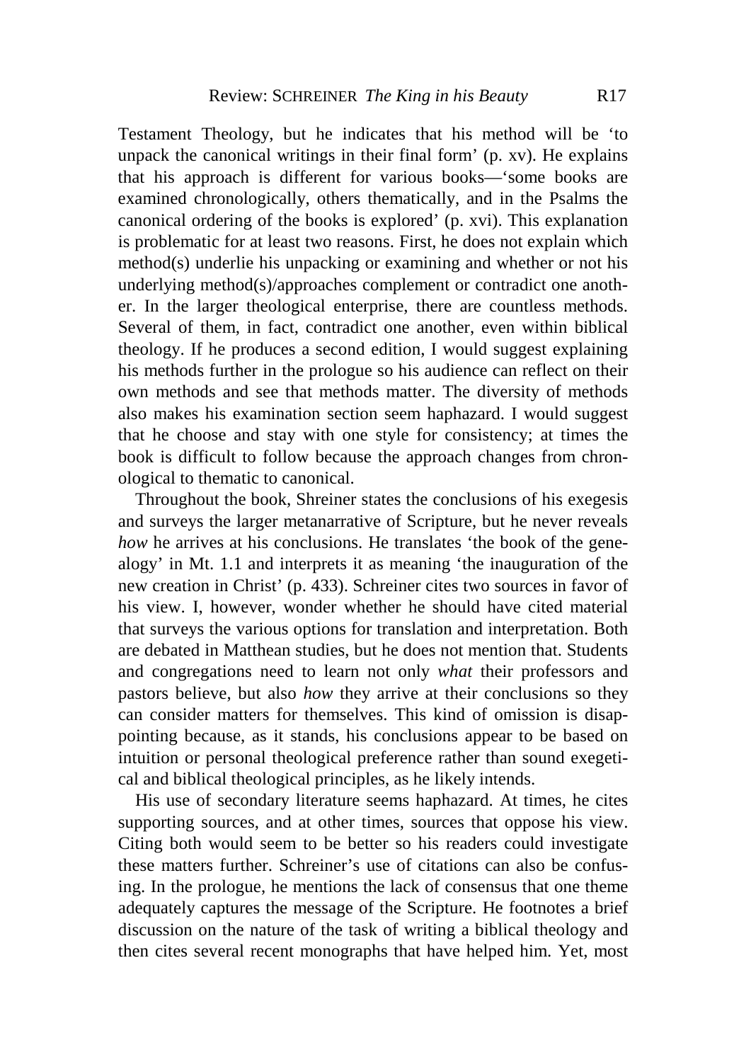Testament Theology, but he indicates that his method will be 'to unpack the canonical writings in their final form' (p. xv). He explains that his approach is different for various books—'some books are examined chronologically, others thematically, and in the Psalms the canonical ordering of the books is explored' (p. xvi). This explanation is problematic for at least two reasons. First, he does not explain which method(s) underlie his unpacking or examining and whether or not his underlying method(s)/approaches complement or contradict one another. In the larger theological enterprise, there are countless methods. Several of them, in fact, contradict one another, even within biblical theology. If he produces a second edition, I would suggest explaining his methods further in the prologue so his audience can reflect on their own methods and see that methods matter. The diversity of methods also makes his examination section seem haphazard. I would suggest that he choose and stay with one style for consistency; at times the book is difficult to follow because the approach changes from chronological to thematic to canonical.

Throughout the book, Shreiner states the conclusions of his exegesis and surveys the larger metanarrative of Scripture, but he never reveals *how* he arrives at his conclusions. He translates 'the book of the genealogy' in Mt. 1.1 and interprets it as meaning 'the inauguration of the new creation in Christ' (p. 433). Schreiner cites two sources in favor of his view. I, however, wonder whether he should have cited material that surveys the various options for translation and interpretation. Both are debated in Matthean studies, but he does not mention that. Students and congregations need to learn not only *what* their professors and pastors believe, but also *how* they arrive at their conclusions so they can consider matters for themselves. This kind of omission is disappointing because, as it stands, his conclusions appear to be based on intuition or personal theological preference rather than sound exegetical and biblical theological principles, as he likely intends.

His use of secondary literature seems haphazard. At times, he cites supporting sources, and at other times, sources that oppose his view. Citing both would seem to be better so his readers could investigate these matters further. Schreiner's use of citations can also be confusing. In the prologue, he mentions the lack of consensus that one theme adequately captures the message of the Scripture. He footnotes a brief discussion on the nature of the task of writing a biblical theology and then cites several recent monographs that have helped him. Yet, most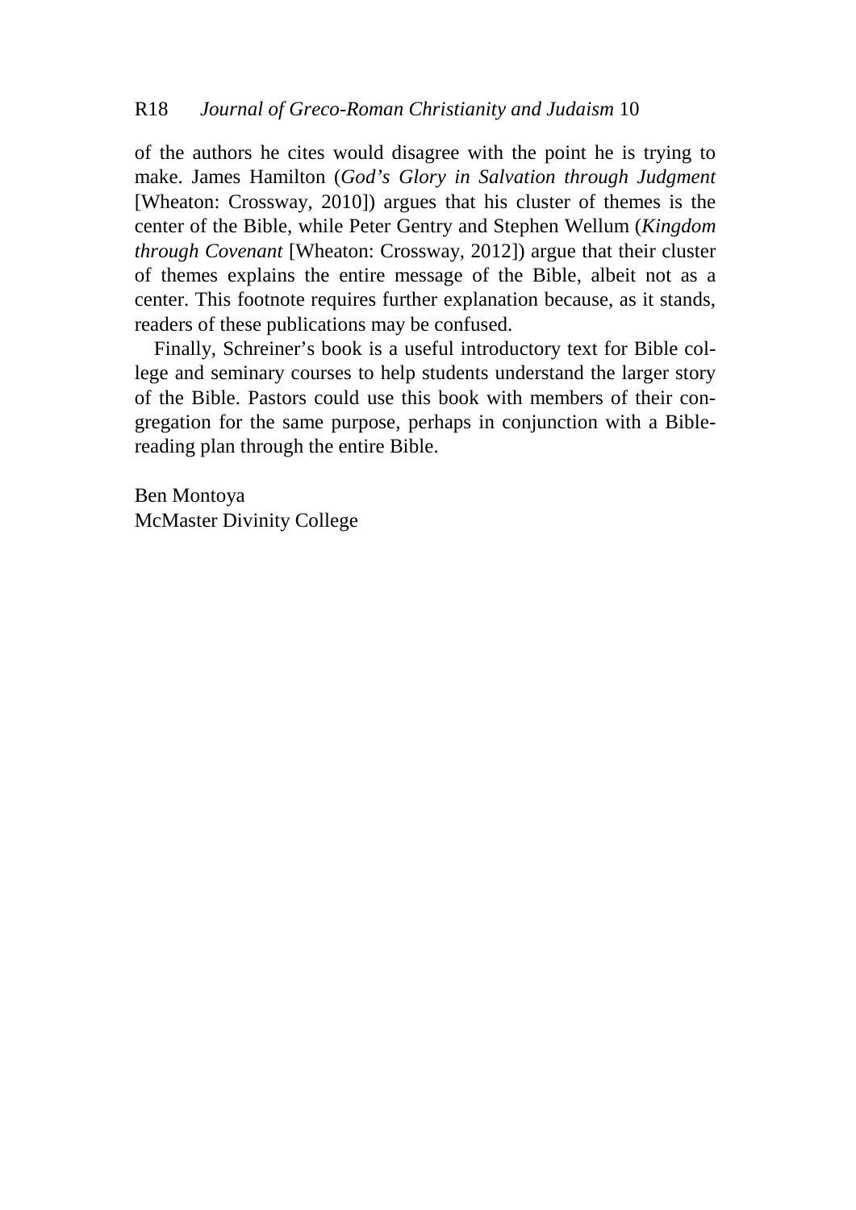of the authors he cites would disagree with the point he is trying to make. James Hamilton (*God's Glory in Salvation through Judgment* [Wheaton: Crossway, 2010]) argues that his cluster of themes is the center of the Bible, while Peter Gentry and Stephen Wellum (*Kingdom through Covenant* [Wheaton: Crossway, 2012]) argue that their cluster of themes explains the entire message of the Bible, albeit not as a center. This footnote requires further explanation because, as it stands, readers of these publications may be confused.

Finally, Schreiner's book is a useful introductory text for Bible college and seminary courses to help students understand the larger story of the Bible. Pastors could use this book with members of their congregation for the same purpose, perhaps in conjunction with a Bible-reading plan through the entire Bible.

Ben Montoya
McMaster Divinity College